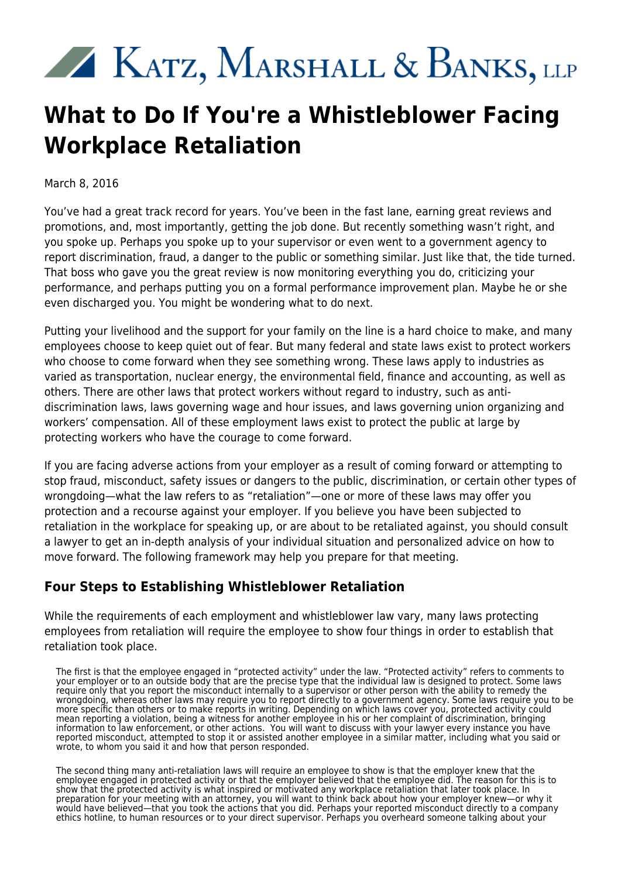# Katz, Marshall & Banks, LLP

# What to Do If You're a Whistleblower Facing Workplace Retaliation

March 8, 2016

You've had a great track record for years. You've been in the fast lane, earning great reviews and promotions, and, most importantly, getting the job done. But recently something wasn't right, and you spoke up. Perhaps you spoke up to your supervisor or even went to a government agency to report discrimination, fraud, a danger to the public or something similar. Just like that, the tide turned. That boss who gave you the great review is now monitoring everything you do, criticizing your performance, and perhaps putting you on a formal performance improvement plan. Maybe he or she even discharged you. You might be wondering what to do next.

Putting your livelihood and the support for your family on the line is a hard choice to make, and many employees choose to keep quiet out of fear. But many federal and state laws exist to protect workers who choose to come forward when they see something wrong. These laws apply to industries as varied as transportation, nuclear energy, the environmental field, finance and accounting, as well as others. There are other laws that protect workers without regard to industry, such as anti-discrimination laws, laws governing wage and hour issues, and laws governing union organizing and workers' compensation. All of these employment laws exist to protect the public at large by protecting workers who have the courage to come forward.

If you are facing adverse actions from your employer as a result of coming forward or attempting to stop fraud, misconduct, safety issues or dangers to the public, discrimination, or certain other types of wrongdoing—what the law refers to as "retaliation"—one or more of these laws may offer you protection and a recourse against your employer. If you believe you have been subjected to retaliation in the workplace for speaking up, or are about to be retaliated against, you should consult a lawyer to get an in-depth analysis of your individual situation and personalized advice on how to move forward. The following framework may help you prepare for that meeting.

## Four Steps to Establishing Whistleblower Retaliation

While the requirements of each employment and whistleblower law vary, many laws protecting employees from retaliation will require the employee to show four things in order to establish that retaliation took place.

> The first is that the employee engaged in "protected activity" under the law. "Protected activity" refers to comments to your employer or to an outside body that are the precise type that the individual law is designed to protect. Some laws require only that you report the misconduct internally to a supervisor or other person with the ability to remedy the wrongdoing, whereas other laws may require you to report directly to a government agency. Some laws require you to be more specific than others or to make reports in writing. Depending on which laws cover you, protected activity could mean reporting a violation, being a witness for another employee in his or her complaint of discrimination, bringing information to law enforcement, or other actions. You will want to discuss with your lawyer every instance you have reported misconduct, attempted to stop it or assisted another employee in a similar matter, including what you said or wrote, to whom you said it and how that person responded.

> The second thing many anti-retaliation laws will require an employee to show is that the employer knew that the employee engaged in protected activity or that the employer believed that the employee did. The reason for this is to show that the protected activity is what inspired or motivated any workplace retaliation that later took place. In preparation for your meeting with an attorney, you will want to think back about how your employer knew—or why it would have believed—that you took the actions that you did. Perhaps your reported misconduct directly to a company ethics hotline, to human resources or to your direct supervisor. Perhaps you overheard someone talking about your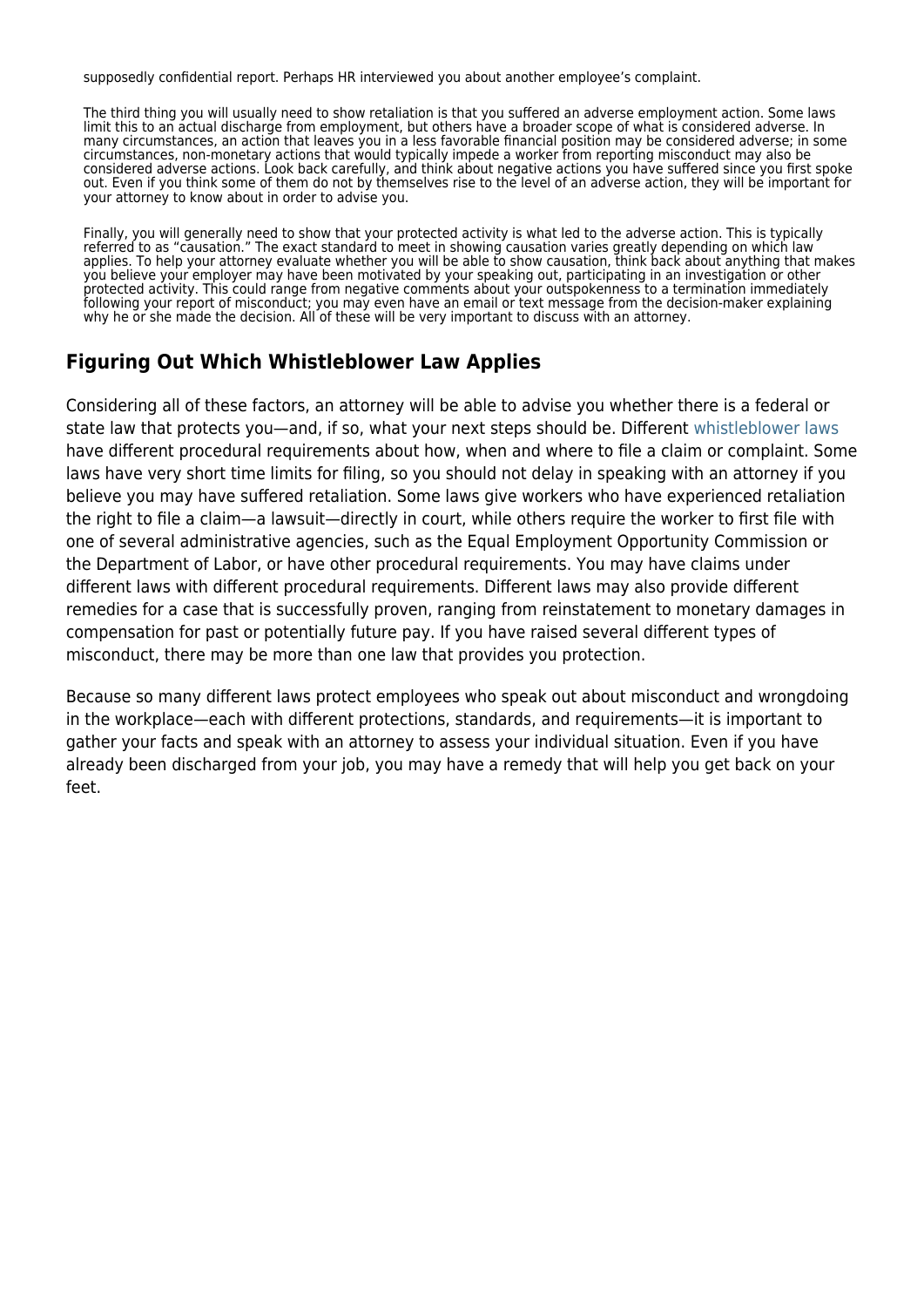supposedly confidential report. Perhaps HR interviewed you about another employee's complaint.

The third thing you will usually need to show retaliation is that you suffered an adverse employment action. Some laws limit this to an actual discharge from employment, but others have a broader scope of what is considered adverse. In many circumstances, an action that leaves you in a less favorable financial position may be considered adverse; in some circumstances, non-monetary actions that would typically impede a worker from reporting misconduct may also be considered adverse actions. Look back carefully, and think about negative actions you have suffered since you first spoke out. Even if you think some of them do not by themselves rise to the level of an adverse action, they will be important for your attorney to know about in order to advise you.

Finally, you will generally need to show that your protected activity is what led to the adverse action. This is typically referred to as "causation." The exact standard to meet in showing causation varies greatly depending on which law applies. To help your attorney evaluate whether you will be able to show causation, think back about anything that makes you believe your employer may have been motivated by your speaking out, participating in an investigation or other protected activity. This could range from negative comments about your outspokenness to a termination immediately following your report of misconduct; you may even have an email or text message from the decision-maker explaining why he or she made the decision. All of these will be very important to discuss with an attorney.

## Figuring Out Which Whistleblower Law Applies

Considering all of these factors, an attorney will be able to advise you whether there is a federal or state law that protects you—and, if so, what your next steps should be. Different whistleblower laws have different procedural requirements about how, when and where to file a claim or complaint. Some laws have very short time limits for filing, so you should not delay in speaking with an attorney if you believe you may have suffered retaliation. Some laws give workers who have experienced retaliation the right to file a claim—a lawsuit—directly in court, while others require the worker to first file with one of several administrative agencies, such as the Equal Employment Opportunity Commission or the Department of Labor, or have other procedural requirements. You may have claims under different laws with different procedural requirements. Different laws may also provide different remedies for a case that is successfully proven, ranging from reinstatement to monetary damages in compensation for past or potentially future pay. If you have raised several different types of misconduct, there may be more than one law that provides you protection.

Because so many different laws protect employees who speak out about misconduct and wrongdoing in the workplace—each with different protections, standards, and requirements—it is important to gather your facts and speak with an attorney to assess your individual situation. Even if you have already been discharged from your job, you may have a remedy that will help you get back on your feet.